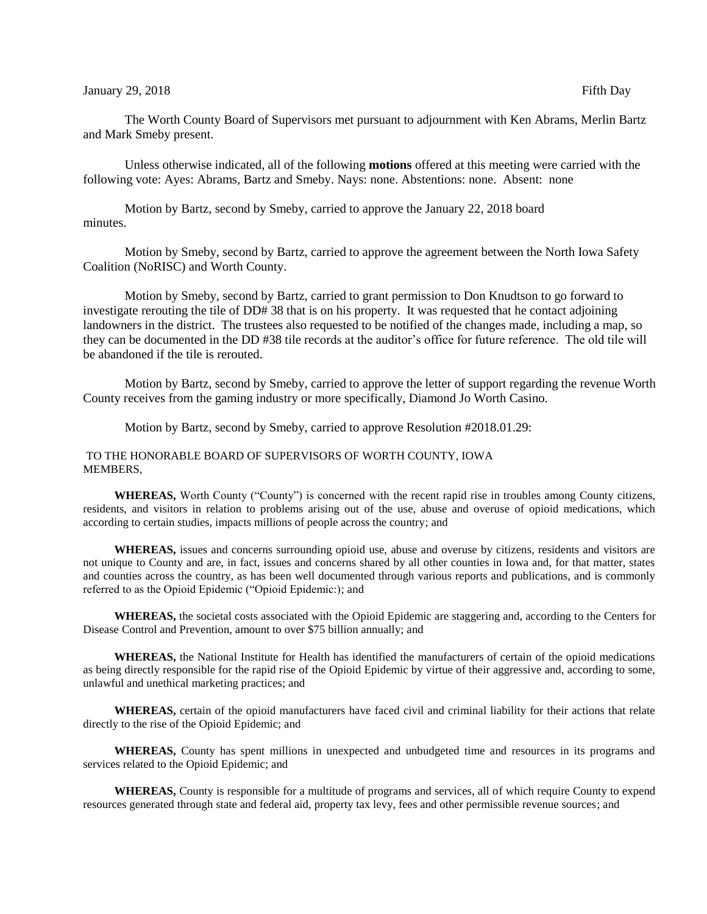January 29, 2018 Fifth Day

The Worth County Board of Supervisors met pursuant to adjournment with Ken Abrams, Merlin Bartz and Mark Smeby present.

Unless otherwise indicated, all of the following **motions** offered at this meeting were carried with the following vote: Ayes: Abrams, Bartz and Smeby. Nays: none. Abstentions: none. Absent: none

Motion by Bartz, second by Smeby, carried to approve the January 22, 2018 board minutes.

Motion by Smeby, second by Bartz, carried to approve the agreement between the North Iowa Safety Coalition (NoRISC) and Worth County.

Motion by Smeby, second by Bartz, carried to grant permission to Don Knudtson to go forward to investigate rerouting the tile of DD# 38 that is on his property. It was requested that he contact adjoining landowners in the district. The trustees also requested to be notified of the changes made, including a map, so they can be documented in the DD #38 tile records at the auditor's office for future reference. The old tile will be abandoned if the tile is rerouted.

Motion by Bartz, second by Smeby, carried to approve the letter of support regarding the revenue Worth County receives from the gaming industry or more specifically, Diamond Jo Worth Casino.

Motion by Bartz, second by Smeby, carried to approve Resolution #2018.01.29:

TO THE HONORABLE BOARD OF SUPERVISORS OF WORTH COUNTY, IOWA MEMBERS,

**WHEREAS,** Worth County ("County") is concerned with the recent rapid rise in troubles among County citizens, residents, and visitors in relation to problems arising out of the use, abuse and overuse of opioid medications, which according to certain studies, impacts millions of people across the country; and

**WHEREAS,** issues and concerns surrounding opioid use, abuse and overuse by citizens, residents and visitors are not unique to County and are, in fact, issues and concerns shared by all other counties in Iowa and, for that matter, states and counties across the country, as has been well documented through various reports and publications, and is commonly referred to as the Opioid Epidemic ("Opioid Epidemic:); and

**WHEREAS,** the societal costs associated with the Opioid Epidemic are staggering and, according to the Centers for Disease Control and Prevention, amount to over $75 billion annually; and

**WHEREAS,** the National Institute for Health has identified the manufacturers of certain of the opioid medications as being directly responsible for the rapid rise of the Opioid Epidemic by virtue of their aggressive and, according to some, unlawful and unethical marketing practices; and

**WHEREAS,** certain of the opioid manufacturers have faced civil and criminal liability for their actions that relate directly to the rise of the Opioid Epidemic; and

**WHEREAS,** County has spent millions in unexpected and unbudgeted time and resources in its programs and services related to the Opioid Epidemic; and

**WHEREAS,** County is responsible for a multitude of programs and services, all of which require County to expend resources generated through state and federal aid, property tax levy, fees and other permissible revenue sources; and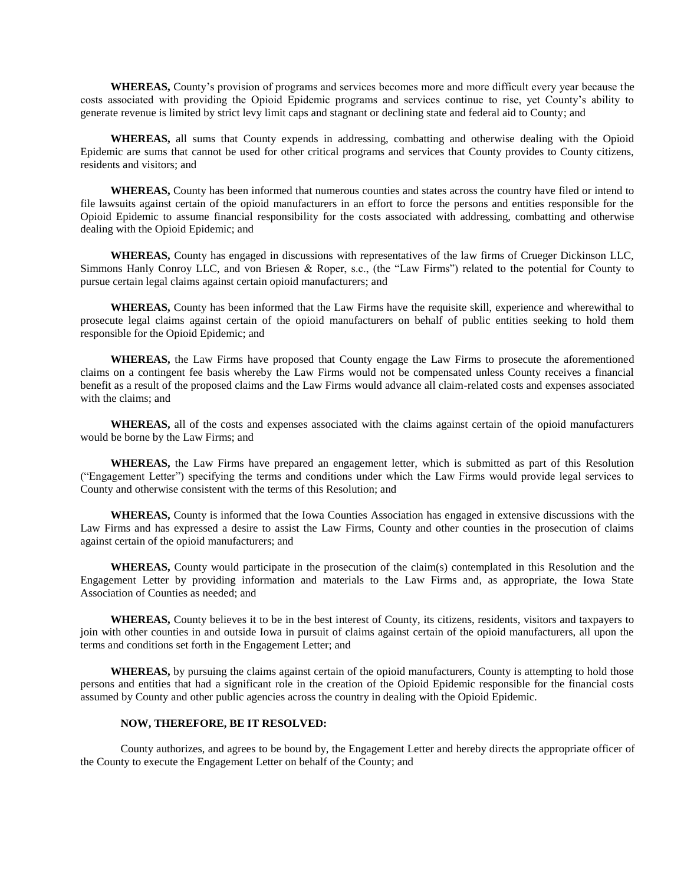**WHEREAS,** County's provision of programs and services becomes more and more difficult every year because the costs associated with providing the Opioid Epidemic programs and services continue to rise, yet County's ability to generate revenue is limited by strict levy limit caps and stagnant or declining state and federal aid to County; and

**WHEREAS,** all sums that County expends in addressing, combatting and otherwise dealing with the Opioid Epidemic are sums that cannot be used for other critical programs and services that County provides to County citizens, residents and visitors; and

**WHEREAS,** County has been informed that numerous counties and states across the country have filed or intend to file lawsuits against certain of the opioid manufacturers in an effort to force the persons and entities responsible for the Opioid Epidemic to assume financial responsibility for the costs associated with addressing, combatting and otherwise dealing with the Opioid Epidemic; and

**WHEREAS,** County has engaged in discussions with representatives of the law firms of Crueger Dickinson LLC, Simmons Hanly Conroy LLC, and von Briesen & Roper, s.c., (the "Law Firms") related to the potential for County to pursue certain legal claims against certain opioid manufacturers; and

**WHEREAS,** County has been informed that the Law Firms have the requisite skill, experience and wherewithal to prosecute legal claims against certain of the opioid manufacturers on behalf of public entities seeking to hold them responsible for the Opioid Epidemic; and

**WHEREAS,** the Law Firms have proposed that County engage the Law Firms to prosecute the aforementioned claims on a contingent fee basis whereby the Law Firms would not be compensated unless County receives a financial benefit as a result of the proposed claims and the Law Firms would advance all claim-related costs and expenses associated with the claims; and

**WHEREAS,** all of the costs and expenses associated with the claims against certain of the opioid manufacturers would be borne by the Law Firms; and

**WHEREAS,** the Law Firms have prepared an engagement letter, which is submitted as part of this Resolution ("Engagement Letter") specifying the terms and conditions under which the Law Firms would provide legal services to County and otherwise consistent with the terms of this Resolution; and

**WHEREAS,** County is informed that the Iowa Counties Association has engaged in extensive discussions with the Law Firms and has expressed a desire to assist the Law Firms, County and other counties in the prosecution of claims against certain of the opioid manufacturers; and

**WHEREAS,** County would participate in the prosecution of the claim(s) contemplated in this Resolution and the Engagement Letter by providing information and materials to the Law Firms and, as appropriate, the Iowa State Association of Counties as needed; and

**WHEREAS,** County believes it to be in the best interest of County, its citizens, residents, visitors and taxpayers to join with other counties in and outside Iowa in pursuit of claims against certain of the opioid manufacturers, all upon the terms and conditions set forth in the Engagement Letter; and

**WHEREAS,** by pursuing the claims against certain of the opioid manufacturers, County is attempting to hold those persons and entities that had a significant role in the creation of the Opioid Epidemic responsible for the financial costs assumed by County and other public agencies across the country in dealing with the Opioid Epidemic.

**NOW, THEREFORE, BE IT RESOLVED:**

County authorizes, and agrees to be bound by, the Engagement Letter and hereby directs the appropriate officer of the County to execute the Engagement Letter on behalf of the County; and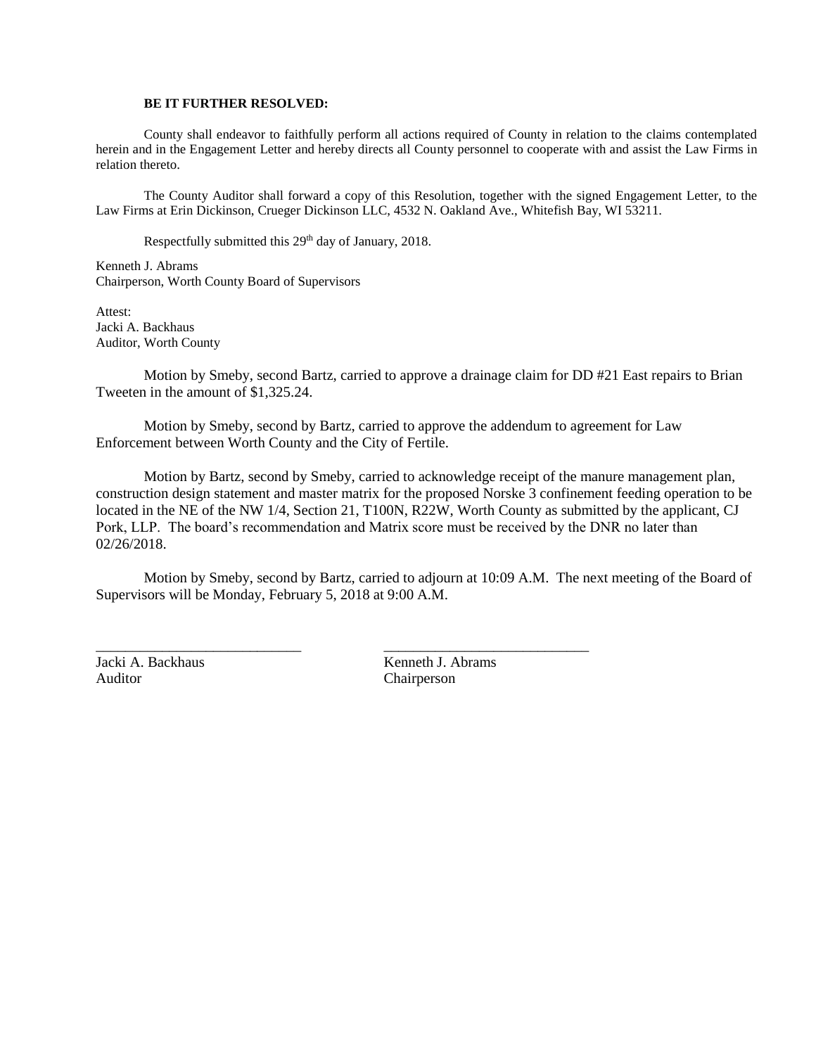**BE IT FURTHER RESOLVED:**

County shall endeavor to faithfully perform all actions required of County in relation to the claims contemplated herein and in the Engagement Letter and hereby directs all County personnel to cooperate with and assist the Law Firms in relation thereto.

The County Auditor shall forward a copy of this Resolution, together with the signed Engagement Letter, to the Law Firms at Erin Dickinson, Crueger Dickinson LLC, 4532 N. Oakland Ave., Whitefish Bay, WI 53211.

Respectfully submitted this 29th day of January, 2018.

Kenneth J. Abrams
Chairperson, Worth County Board of Supervisors

Attest:
Jacki A. Backhaus
Auditor, Worth County

Motion by Smeby, second Bartz, carried to approve a drainage claim for DD #21 East repairs to Brian Tweeten in the amount of $1,325.24.

Motion by Smeby, second by Bartz, carried to approve the addendum to agreement for Law Enforcement between Worth County and the City of Fertile.

Motion by Bartz, second by Smeby, carried to acknowledge receipt of the manure management plan, construction design statement and master matrix for the proposed Norske 3 confinement feeding operation to be located in the NE of the NW 1/4, Section 21, T100N, R22W, Worth County as submitted by the applicant, CJ Pork, LLP. The board's recommendation and Matrix score must be received by the DNR no later than 02/26/2018.

Motion by Smeby, second by Bartz, carried to adjourn at 10:09 A.M. The next meeting of the Board of Supervisors will be Monday, February 5, 2018 at 9:00 A.M.

\_\_\_\_\_\_\_\_\_\_\_\_\_\_\_\_\_\_\_\_\_\_\_\_\_\_\_\_ \_\_\_\_\_\_\_\_\_\_\_\_\_\_\_\_\_\_\_\_\_\_\_\_\_\_\_\_

Jacki A. Backhaus — Auditor

Kenneth J. Abrams — Chairperson